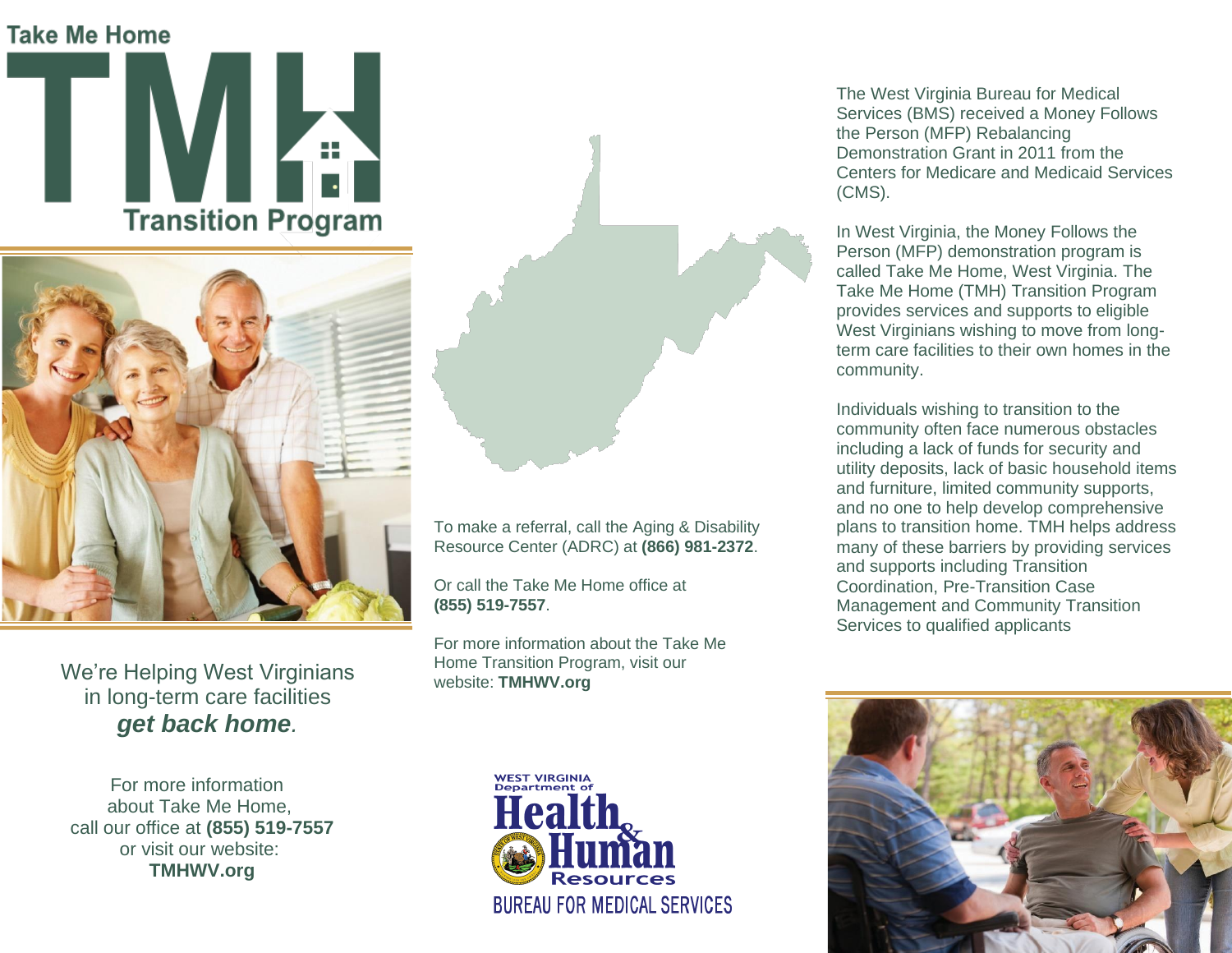# Take Me Home

# TMH

## Transition Program

We're Helping West Virginians in long-term care facilities ***get back home*.**

For more information about Take Me Home, call our office at **(855) 519-7557** or visit our website: **TMHWV.org**

To make a referral, call the Aging & Disability Resource Center (ADRC) at **(866) 981-2372**.

Or call the Take Me Home office at **(855) 519-7557**.

For more information about the Take Me Home Transition Program, visit our website: **TMHWV.org**

WEST VIRGINIA Department of Health & Human Resources
BUREAU FOR MEDICAL SERVICES

The West Virginia Bureau for Medical Services (BMS) received a Money Follows the Person (MFP) Rebalancing Demonstration Grant in 2011 from the Centers for Medicare and Medicaid Services (CMS).

In West Virginia, the Money Follows the Person (MFP) demonstration program is called Take Me Home, West Virginia. The Take Me Home (TMH) Transition Program provides services and supports to eligible West Virginians wishing to move from long-term care facilities to their own homes in the community.

Individuals wishing to transition to the community often face numerous obstacles including a lack of funds for security and utility deposits, lack of basic household items and furniture, limited community supports, and no one to help develop comprehensive plans to transition home. TMH helps address many of these barriers by providing services and supports including Transition Coordination, Pre-Transition Case Management and Community Transition Services to qualified applicants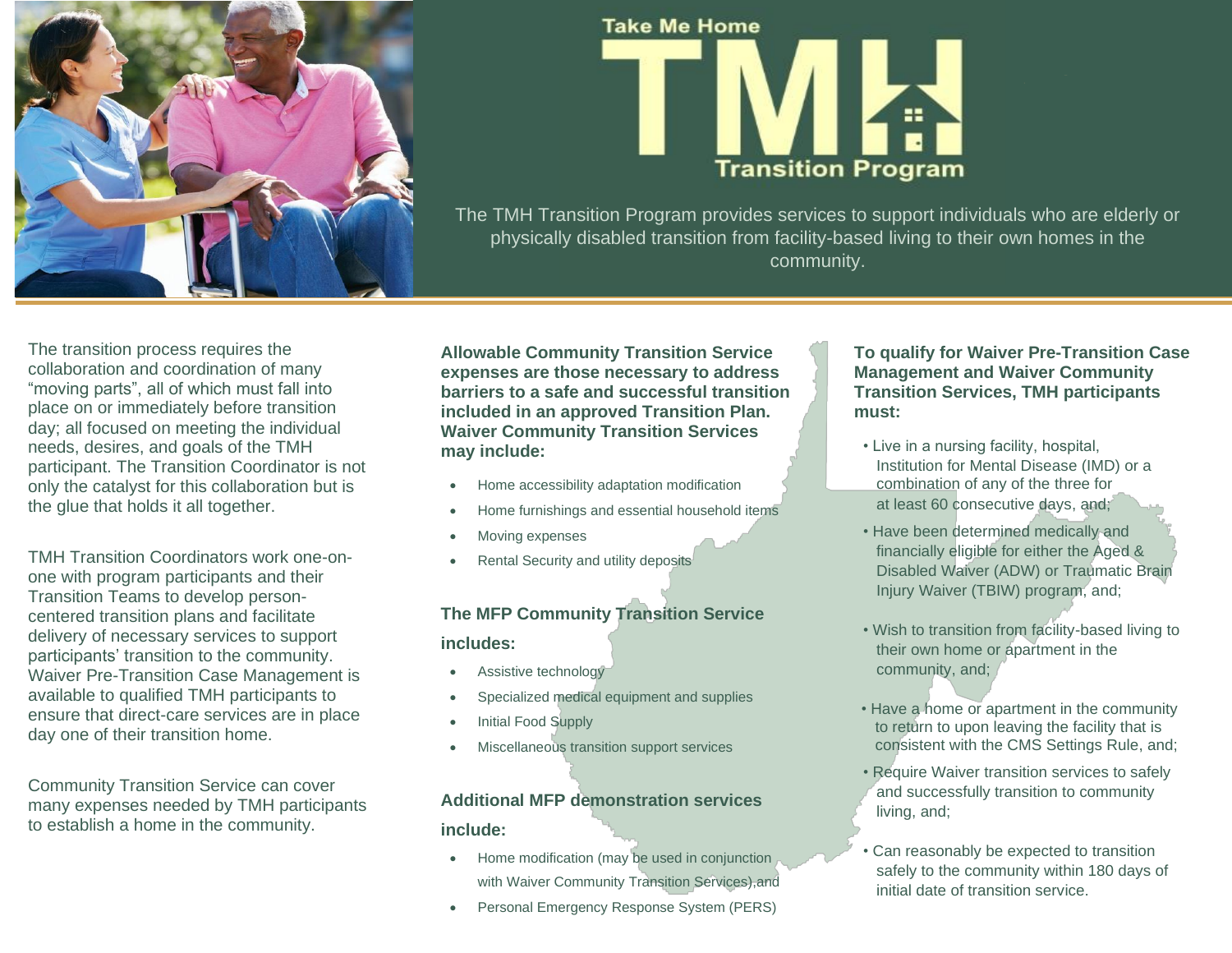# Take Me Home TMH Transition Program

The TMH Transition Program provides services to support individuals who are elderly or physically disabled transition from facility-based living to their own homes in the community.

The transition process requires the collaboration and coordination of many "moving parts", all of which must fall into place on or immediately before transition day; all focused on meeting the individual needs, desires, and goals of the TMH participant. The Transition Coordinator is not only the catalyst for this collaboration but is the glue that holds it all together.

TMH Transition Coordinators work one-on-one with program participants and their Transition Teams to develop person-centered transition plans and facilitate delivery of necessary services to support participants' transition to the community. Waiver Pre-Transition Case Management is available to qualified TMH participants to ensure that direct-care services are in place day one of their transition home.

Community Transition Service can cover many expenses needed by TMH participants to establish a home in the community.

**Allowable Community Transition Service expenses are those necessary to address barriers to a safe and successful transition included in an approved Transition Plan. Waiver Community Transition Services may include:**

- Home accessibility adaptation modification
- Home furnishings and essential household items
- Moving expenses
- Rental Security and utility deposits

**The MFP Community Transition Service includes:**

- Assistive technology
- Specialized medical equipment and supplies
- Initial Food Supply
- Miscellaneous transition support services

**Additional MFP demonstration services include:**

- Home modification (may be used in conjunction with Waiver Community Transition Services),and
- Personal Emergency Response System (PERS)

**To qualify for Waiver Pre-Transition Case Management and Waiver Community Transition Services, TMH participants must:**

- Live in a nursing facility, hospital, Institution for Mental Disease (IMD) or a combination of any of the three for at least 60 consecutive days, and;
- Have been determined medically and financially eligible for either the Aged & Disabled Waiver (ADW) or Traumatic Brain Injury Waiver (TBIW) program, and;
- Wish to transition from facility-based living to their own home or apartment in the community, and;
- Have a home or apartment in the community to return to upon leaving the facility that is consistent with the CMS Settings Rule, and;
- Require Waiver transition services to safely and successfully transition to community living, and;
- Can reasonably be expected to transition safely to the community within 180 days of initial date of transition service.